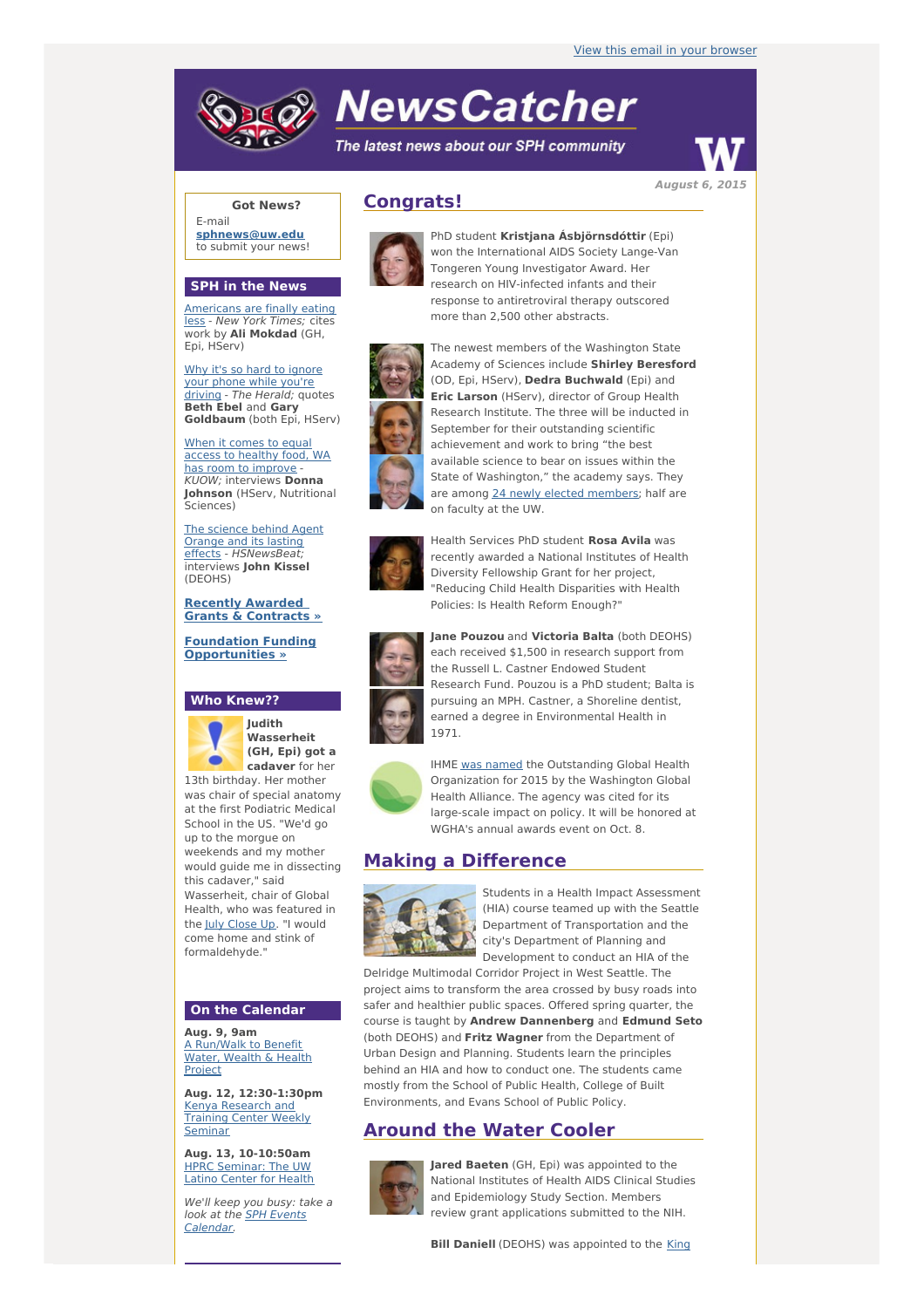View this email in your browser

# NewsCatcher

*The latest news about our SPH community*

*August 6, 2015*

**Got News?**

E-mail **sphnews@uw.edu** to submit your news!

## SPH in the News

Americans are finally eating less - *New York Times;* cites work by **Ali Mokdad** (GH, Epi, HServ)

Why it's so hard to ignore your phone while you're driving - *The Herald;* quotes **Beth Ebel** and **Gary Goldbaum** (both Epi, HServ)

When it comes to equal access to healthy food, WA has room to improve - *KUOW;* interviews **Donna Johnson** (HServ, Nutritional Sciences)

The science behind Agent Orange and its lasting effects - *HSNewsBeat;* interviews **John Kissel** (DEOHS)

**Recently Awarded Grants & Contracts »**

**Foundation Funding Opportunities »**

## Who Knew??

**Judith Wasserheit (GH, Epi) got a cadaver** for her 13th birthday. Her mother was chair of special anatomy at the first Podiatric Medical School in the US. "We'd go up to the morgue on weekends and my mother would guide me in dissecting this cadaver," said Wasserheit, chair of Global Health, who was featured in the July Close Up. "I would come home and stink of formaldehyde."

## On the Calendar

**Aug. 9, 9am**
A Run/Walk to Benefit Water, Wealth & Health Project

**Aug. 12, 12:30-1:30pm**
Kenya Research and Training Center Weekly Seminar

**Aug. 13, 10-10:50am**
HPRC Seminar: The UW Latino Center for Health

*We'll keep you busy: take a look at the SPH Events Calendar.*

## Congrats!

PhD student **Kristjana Ásbjörnsdóttir** (Epi) won the International AIDS Society Lange-Van Tongeren Young Investigator Award. Her research on HIV-infected infants and their response to antiretroviral therapy outscored more than 2,500 other abstracts.

The newest members of the Washington State Academy of Sciences include **Shirley Beresford** (OD, Epi, HServ), **Dedra Buchwald** (Epi) and **Eric Larson** (HServ), director of Group Health Research Institute. The three will be inducted in September for their outstanding scientific achievement and work to bring "the best available science to bear on issues within the State of Washington," the academy says. They are among 24 newly elected members; half are on faculty at the UW.

Health Services PhD student **Rosa Avila** was recently awarded a National Institutes of Health Diversity Fellowship Grant for her project, "Reducing Child Health Disparities with Health Policies: Is Health Reform Enough?"

**Jane Pouzou** and **Victoria Balta** (both DEOHS) each received $1,500 in research support from the Russell L. Castner Endowed Student Research Fund. Pouzou is a PhD student; Balta is pursuing an MPH. Castner, a Shoreline dentist, earned a degree in Environmental Health in 1971.

IHME was named the Outstanding Global Health Organization for 2015 by the Washington Global Health Alliance. The agency was cited for its large-scale impact on policy. It will be honored at WGHA's annual awards event on Oct. 8.

## Making a Difference

Students in a Health Impact Assessment (HIA) course teamed up with the Seattle Department of Transportation and the city's Department of Planning and Development to conduct an HIA of the Delridge Multimodal Corridor Project in West Seattle. The project aims to transform the area crossed by busy roads into safer and healthier public spaces. Offered spring quarter, the course is taught by **Andrew Dannenberg** and **Edmund Seto** (both DEOHS) and **Fritz Wagner** from the Department of Urban Design and Planning. Students learn the principles behind an HIA and how to conduct one. The students came mostly from the School of Public Health, College of Built Environments, and Evans School of Public Policy.

## Around the Water Cooler

**Jared Baeten** (GH, Epi) was appointed to the National Institutes of Health AIDS Clinical Studies and Epidemiology Study Section. Members review grant applications submitted to the NIH.

**Bill Daniell** (DEOHS) was appointed to the King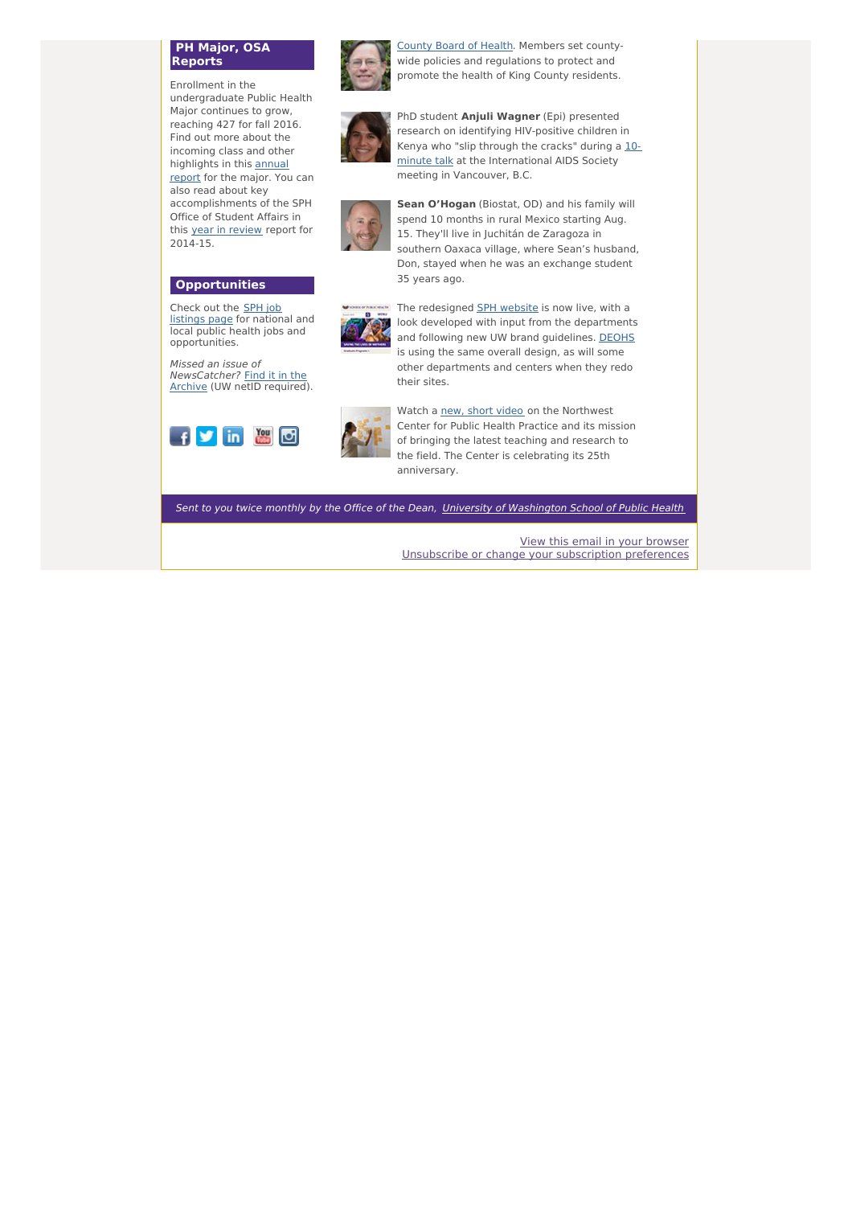## PH Major, OSA Reports

Enrollment in the undergraduate Public Health Major continues to grow, reaching 427 for fall 2016. Find out more about the incoming class and other highlights in this annual report for the major. You can also read about key accomplishments of the SPH Office of Student Affairs in this year in review report for 2014-15.

## Opportunities

Check out the SPH job listings page for national and local public health jobs and opportunities.

*Missed an issue of NewsCatcher?* Find it in the Archive (UW netID required).

County Board of Health. Members set county-wide policies and regulations to protect and promote the health of King County residents.

PhD student **Anjuli Wagner** (Epi) presented research on identifying HIV-positive children in Kenya who "slip through the cracks" during a 10-minute talk at the International AIDS Society meeting in Vancouver, B.C.

**Sean O'Hogan** (Biostat, OD) and his family will spend 10 months in rural Mexico starting Aug. 15. They'll live in Juchitán de Zaragoza in southern Oaxaca village, where Sean's husband, Don, stayed when he was an exchange student 35 years ago.

The redesigned SPH website is now live, with a look developed with input from the departments and following new UW brand guidelines. DEOHS is using the same overall design, as will some other departments and centers when they redo their sites.

Watch a new, short video on the Northwest Center for Public Health Practice and its mission of bringing the latest teaching and research to the field. The Center is celebrating its 25th anniversary.

*Sent to you twice monthly by the Office of the Dean, University of Washington School of Public Health*

View this email in your browser
Unsubscribe or change your subscription preferences